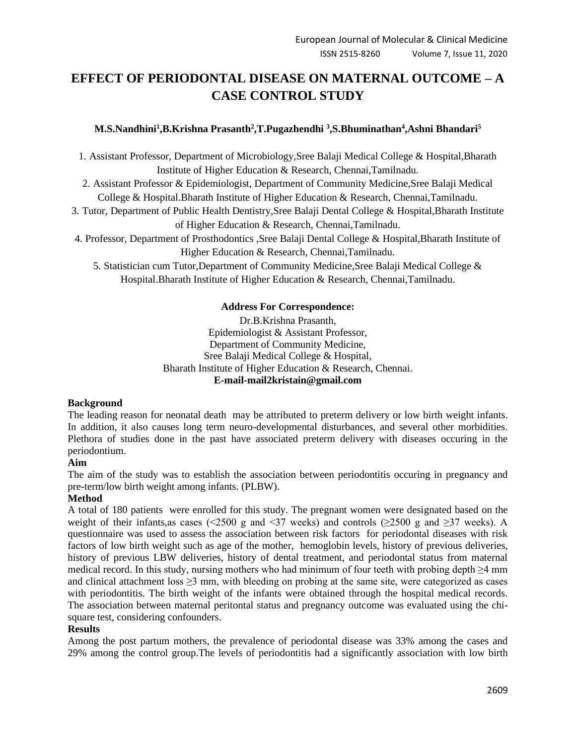# EFFECT OF PERIODONTAL DISEASE ON MATERNAL OUTCOME – A CASE CONTROL STUDY

**M.S.Nandhini[1],B.Krishna Prasanth[2],T.Pugazhendhi [3],S.Bhuminathan[4],Ashni Bhandari[5]**

1. Assistant Professor, Department of Microbiology,Sree Balaji Medical College & Hospital,Bharath Institute of Higher Education & Research, Chennai,Tamilnadu.
2. Assistant Professor & Epidemiologist, Department of Community Medicine,Sree Balaji Medical College & Hospital.Bharath Institute of Higher Education & Research, Chennai,Tamilnadu.
3. Tutor, Department of Public Health Dentistry,Sree Balaji Dental College & Hospital,Bharath Institute of Higher Education & Research, Chennai,Tamilnadu.
4. Professor, Department of Prosthodontics ,Sree Balaji Dental College & Hospital,Bharath Institute of Higher Education & Research, Chennai,Tamilnadu.
5. Statistician cum Tutor,Department of Community Medicine,Sree Balaji Medical College & Hospital.Bharath Institute of Higher Education & Research, Chennai,Tamilnadu.

**Address For Correspondence:**

Dr.B.Krishna Prasanth,
Epidemiologist & Assistant Professor,
Department of Community Medicine,
Sree Balaji Medical College & Hospital,
Bharath Institute of Higher Education & Research, Chennai.
**E-mail-mail2kristain@gmail.com**

**Background**

The leading reason for neonatal death may be attributed to preterm delivery or low birth weight infants. In addition, it also causes long term neuro-developmental disturbances, and several other morbidities. Plethora of studies done in the past have associated preterm delivery with diseases occuring in the periodontium.

**Aim**

The aim of the study was to establish the association between periodontitis occuring in pregnancy and pre-term/low birth weight among infants. (PLBW).

**Method**

A total of 180 patients were enrolled for this study. The pregnant women were designated based on the weight of their infants,as cases (<2500 g and <37 weeks) and controls (≥2500 g and ≥37 weeks). A questionnaire was used to assess the association between risk factors for periodontal diseases with risk factors of low birth weight such as age of the mother, hemoglobin levels, history of previous deliveries, history of previous LBW deliveries, history of dental treatment, and periodontal status from maternal medical record. In this study, nursing mothers who had minimum of four teeth with probing depth ≥4 mm and clinical attachment loss ≥3 mm, with bleeding on probing at the same site, were categorized as cases with periodontitis. The birth weight of the infants were obtained through the hospital medical records. The association between maternal peritontal status and pregnancy outcome was evaluated using the chi-square test, considering confounders.

**Results**

Among the post partum mothers, the prevalence of periodontal disease was 33% among the cases and 29% among the control group.The levels of periodontitis had a significantly association with low birth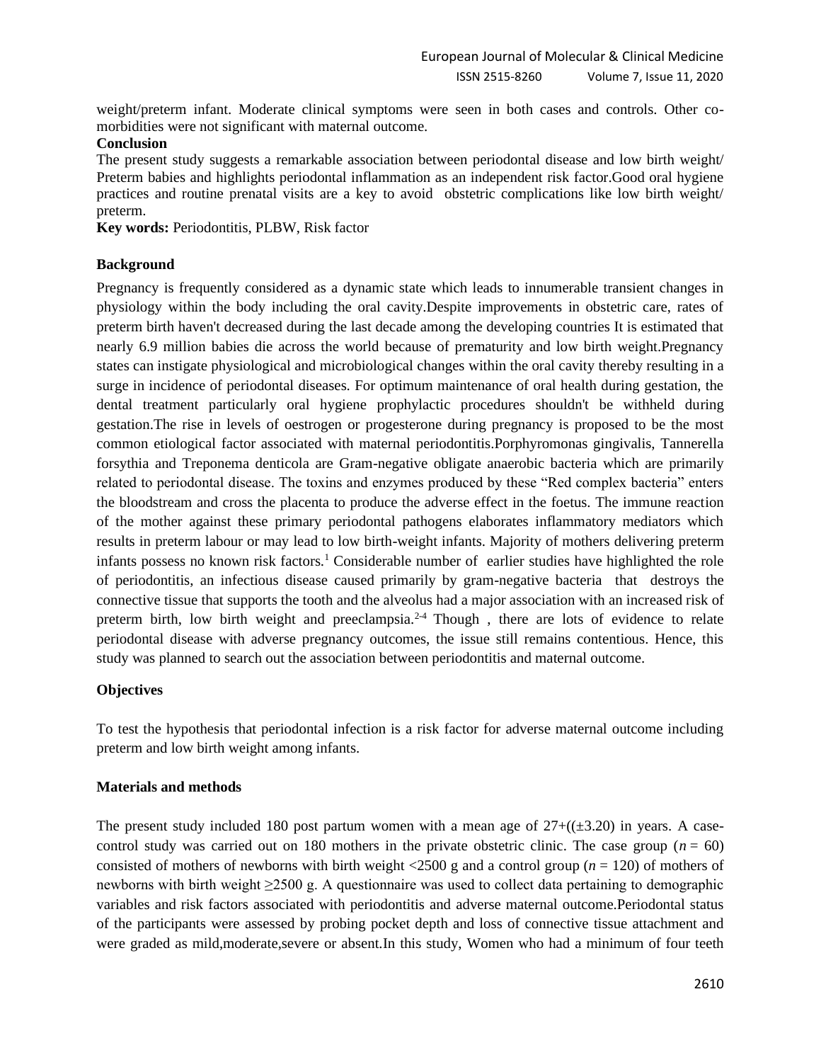weight/preterm infant. Moderate clinical symptoms were seen in both cases and controls. Other co-morbidities were not significant with maternal outcome.

**Conclusion**

The present study suggests a remarkable association between periodontal disease and low birth weight/ Preterm babies and highlights periodontal inflammation as an independent risk factor.Good oral hygiene practices and routine prenatal visits are a key to avoid obstetric complications like low birth weight/ preterm.

**Key words:** Periodontitis, PLBW, Risk factor

## Background

Pregnancy is frequently considered as a dynamic state which leads to innumerable transient changes in physiology within the body including the oral cavity.Despite improvements in obstetric care, rates of preterm birth haven't decreased during the last decade among the developing countries It is estimated that nearly 6.9 million babies die across the world because of prematurity and low birth weight.Pregnancy states can instigate physiological and microbiological changes within the oral cavity thereby resulting in a surge in incidence of periodontal diseases. For optimum maintenance of oral health during gestation, the dental treatment particularly oral hygiene prophylactic procedures shouldn't be withheld during gestation.The rise in levels of oestrogen or progesterone during pregnancy is proposed to be the most common etiological factor associated with maternal periodontitis.Porphyromonas gingivalis, Tannerella forsythia and Treponema denticola are Gram-negative obligate anaerobic bacteria which are primarily related to periodontal disease. The toxins and enzymes produced by these "Red complex bacteria" enters the bloodstream and cross the placenta to produce the adverse effect in the foetus. The immune reaction of the mother against these primary periodontal pathogens elaborates inflammatory mediators which results in preterm labour or may lead to low birth-weight infants. Majority of mothers delivering preterm infants possess no known risk factors.[1] Considerable number of earlier studies have highlighted the role of periodontitis, an infectious disease caused primarily by gram-negative bacteria that destroys the connective tissue that supports the tooth and the alveolus had a major association with an increased risk of preterm birth, low birth weight and preeclampsia.[2-4] Though , there are lots of evidence to relate periodontal disease with adverse pregnancy outcomes, the issue still remains contentious. Hence, this study was planned to search out the association between periodontitis and maternal outcome.

## Objectives

To test the hypothesis that periodontal infection is a risk factor for adverse maternal outcome including preterm and low birth weight among infants.

## Materials and methods

The present study included 180 post partum women with a mean age of 27+((±3.20) in years. A case-control study was carried out on 180 mothers in the private obstetric clinic. The case group (*n* = 60) consisted of mothers of newborns with birth weight <2500 g and a control group (*n* = 120) of mothers of newborns with birth weight ≥2500 g. A questionnaire was used to collect data pertaining to demographic variables and risk factors associated with periodontitis and adverse maternal outcome.Periodontal status of the participants were assessed by probing pocket depth and loss of connective tissue attachment and were graded as mild,moderate,severe or absent.In this study, Women who had a minimum of four teeth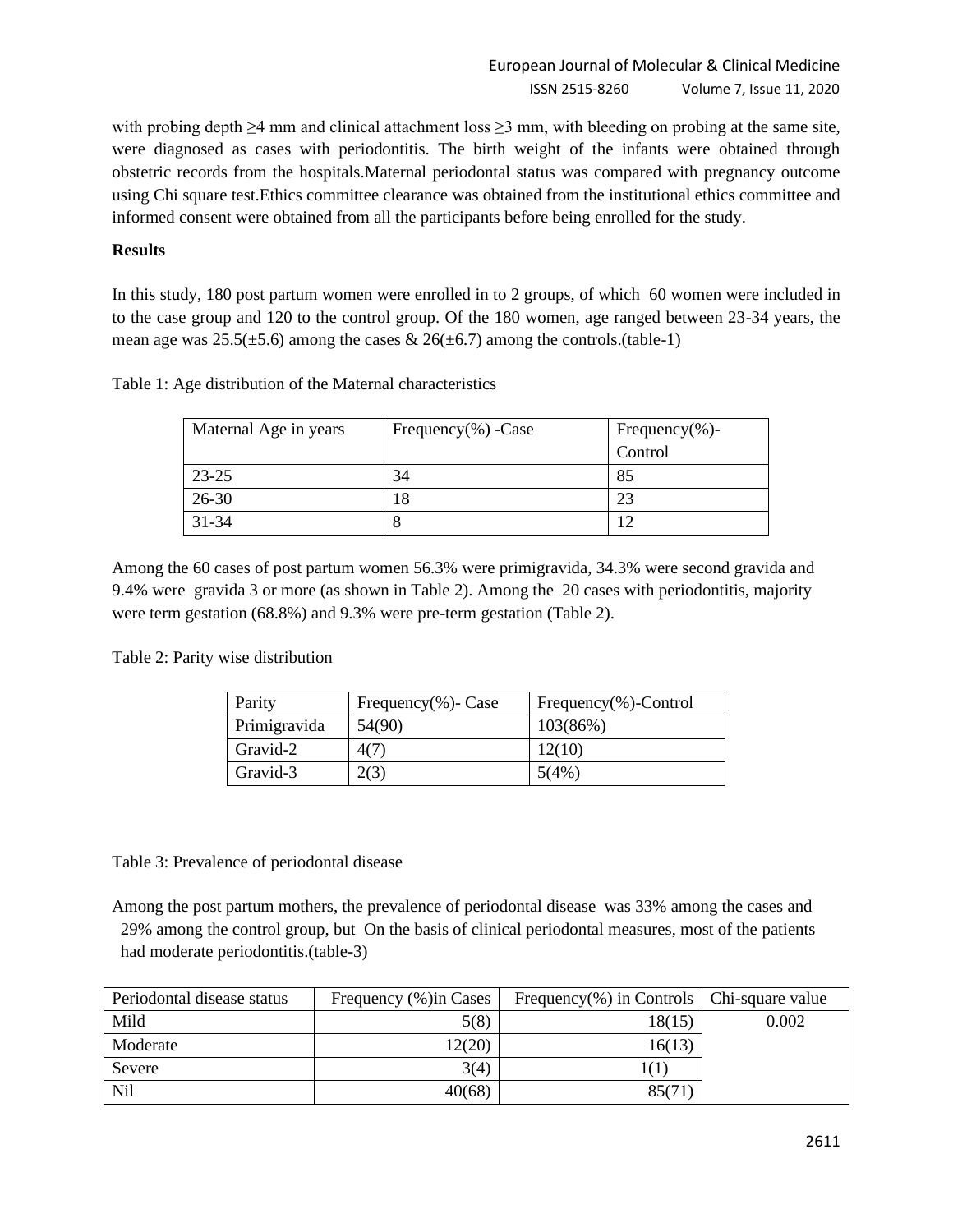with probing depth ≥4 mm and clinical attachment loss ≥3 mm, with bleeding on probing at the same site, were diagnosed as cases with periodontitis. The birth weight of the infants were obtained through obstetric records from the hospitals.Maternal periodontal status was compared with pregnancy outcome using Chi square test.Ethics committee clearance was obtained from the institutional ethics committee and informed consent were obtained from all the participants before being enrolled for the study.

**Results**

In this study, 180 post partum women were enrolled in to 2 groups, of which 60 women were included in to the case group and 120 to the control group. Of the 180 women, age ranged between 23-34 years, the mean age was 25.5(±5.6) among the cases & 26(±6.7) among the controls.(table-1)

Table 1: Age distribution of the Maternal characteristics

| Maternal Age in years | Frequency(%) -Case | Frequency(%)-Control |
|---|---|---|
| 23-25 | 34 | 85 |
| 26-30 | 18 | 23 |
| 31-34 | 8 | 12 |

Among the 60 cases of post partum women 56.3% were primigravida, 34.3% were second gravida and 9.4% were gravida 3 or more (as shown in Table 2). Among the 20 cases with periodontitis, majority were term gestation (68.8%) and 9.3% were pre-term gestation (Table 2).

Table 2: Parity wise distribution

| Parity | Frequency(%)- Case | Frequency(%)-Control |
|---|---|---|
| Primigravida | 54(90) | 103(86%) |
| Gravid-2 | 4(7) | 12(10) |
| Gravid-3 | 2(3) | 5(4%) |

Table 3: Prevalence of periodontal disease

Among the post partum mothers, the prevalence of periodontal disease was 33% among the cases and 29% among the control group, but On the basis of clinical periodontal measures, most of the patients had moderate periodontitis.(table-3)

| Periodontal disease status | Frequency (%)in Cases | Frequency(%) in Controls | Chi-square value |
|---|---|---|---|
| Mild | 5(8) | 18(15) | 0.002 |
| Moderate | 12(20) | 16(13) | |
| Severe | 3(4) | 1(1) | |
| Nil | 40(68) | 85(71) | |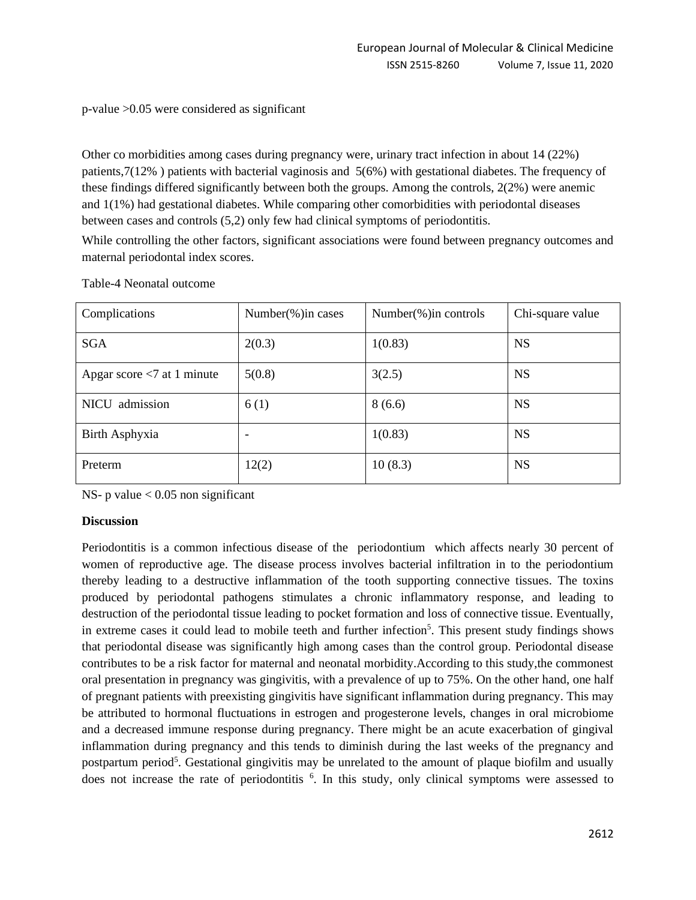p-value >0.05 were considered as significant

Other co morbidities among cases during pregnancy were, urinary tract infection in about 14 (22%) patients,7(12% ) patients with bacterial vaginosis and 5(6%) with gestational diabetes. The frequency of these findings differed significantly between both the groups. Among the controls, 2(2%) were anemic and 1(1%) had gestational diabetes. While comparing other comorbidities with periodontal diseases between cases and controls (5,2) only few had clinical symptoms of periodontitis.

While controlling the other factors, significant associations were found between pregnancy outcomes and maternal periodontal index scores.

Table-4 Neonatal outcome

| Complications | Number(%)in cases | Number(%)in controls | Chi-square value |
|---|---|---|---|
| SGA | 2(0.3) | 1(0.83) | NS |
| Apgar score <7 at 1 minute | 5(0.8) | 3(2.5) | NS |
| NICU admission | 6 (1) | 8 (6.6) | NS |
| Birth Asphyxia | - | 1(0.83) | NS |
| Preterm | 12(2) | 10 (8.3) | NS |

NS- p value < 0.05 non significant

**Discussion**

Periodontitis is a common infectious disease of the periodontium which affects nearly 30 percent of women of reproductive age. The disease process involves bacterial infiltration in to the periodontium thereby leading to a destructive inflammation of the tooth supporting connective tissues. The toxins produced by periodontal pathogens stimulates a chronic inflammatory response, and leading to destruction of the periodontal tissue leading to pocket formation and loss of connective tissue. Eventually, in extreme cases it could lead to mobile teeth and further infection[5]. This present study findings shows that periodontal disease was significantly high among cases than the control group. Periodontal disease contributes to be a risk factor for maternal and neonatal morbidity.According to this study,the commonest oral presentation in pregnancy was gingivitis, with a prevalence of up to 75%. On the other hand, one half of pregnant patients with preexisting gingivitis have significant inflammation during pregnancy. This may be attributed to hormonal fluctuations in estrogen and progesterone levels, changes in oral microbiome and a decreased immune response during pregnancy. There might be an acute exacerbation of gingival inflammation during pregnancy and this tends to diminish during the last weeks of the pregnancy and postpartum period[5]. Gestational gingivitis may be unrelated to the amount of plaque biofilm and usually does not increase the rate of periodontitis [6]. In this study, only clinical symptoms were assessed to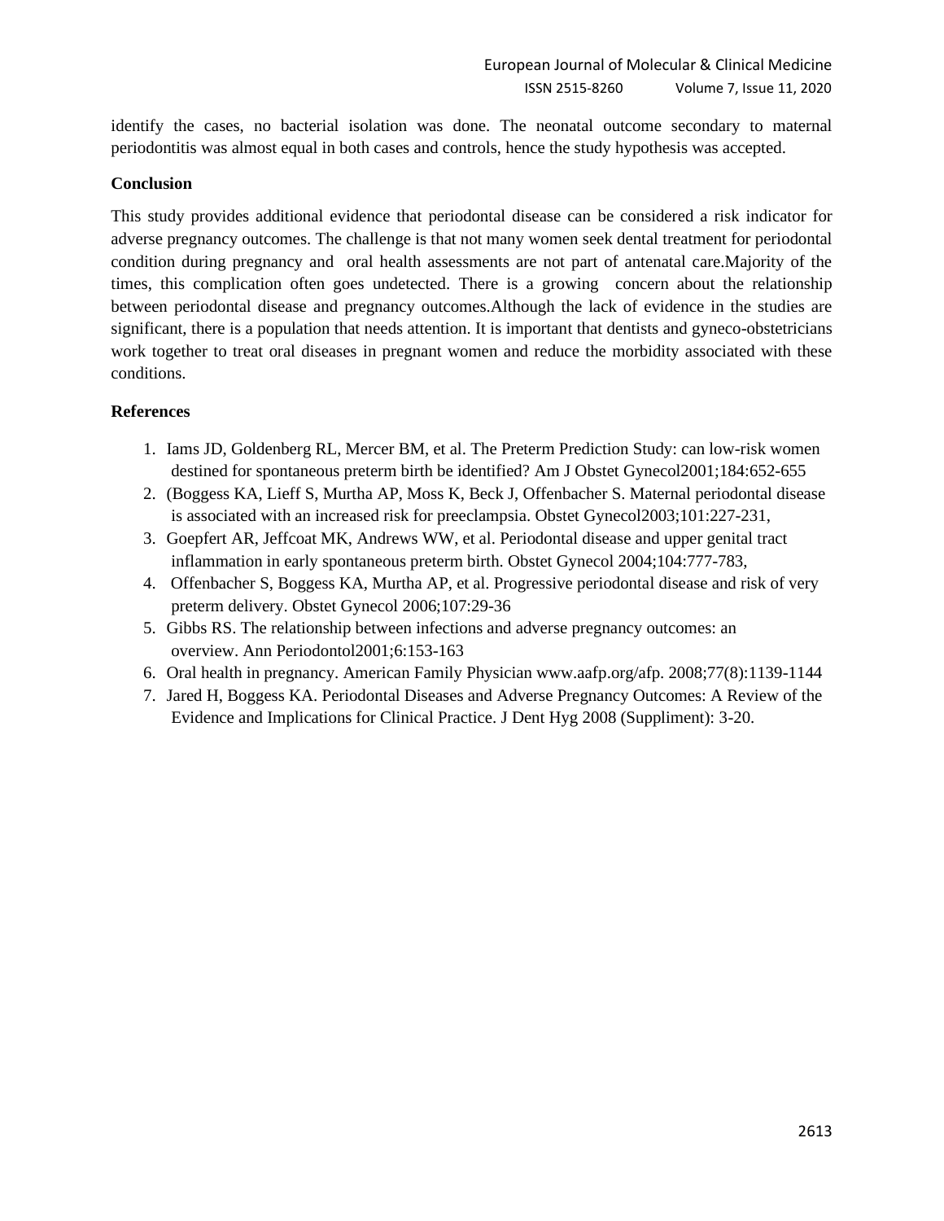identify the cases, no bacterial isolation was done. The neonatal outcome secondary to maternal periodontitis was almost equal in both cases and controls, hence the study hypothesis was accepted.

## Conclusion

This study provides additional evidence that periodontal disease can be considered a risk indicator for adverse pregnancy outcomes. The challenge is that not many women seek dental treatment for periodontal condition during pregnancy and oral health assessments are not part of antenatal care.Majority of the times, this complication often goes undetected. There is a growing concern about the relationship between periodontal disease and pregnancy outcomes.Although the lack of evidence in the studies are significant, there is a population that needs attention. It is important that dentists and gyneco-obstetricians work together to treat oral diseases in pregnant women and reduce the morbidity associated with these conditions.

## References

1. Iams JD, Goldenberg RL, Mercer BM, et al. The Preterm Prediction Study: can low-risk women destined for spontaneous preterm birth be identified? Am J Obstet Gynecol2001;184:652-655
2. (Boggess KA, Lieff S, Murtha AP, Moss K, Beck J, Offenbacher S. Maternal periodontal disease is associated with an increased risk for preeclampsia. Obstet Gynecol2003;101:227-231,
3. Goepfert AR, Jeffcoat MK, Andrews WW, et al. Periodontal disease and upper genital tract inflammation in early spontaneous preterm birth. Obstet Gynecol 2004;104:777-783,
4. Offenbacher S, Boggess KA, Murtha AP, et al. Progressive periodontal disease and risk of very preterm delivery. Obstet Gynecol 2006;107:29-36
5. Gibbs RS. The relationship between infections and adverse pregnancy outcomes: an overview. Ann Periodontol2001;6:153-163
6. Oral health in pregnancy. American Family Physician www.aafp.org/afp. 2008;77(8):1139-1144
7. Jared H, Boggess KA. Periodontal Diseases and Adverse Pregnancy Outcomes: A Review of the Evidence and Implications for Clinical Practice. J Dent Hyg 2008 (Suppliment): 3-20.